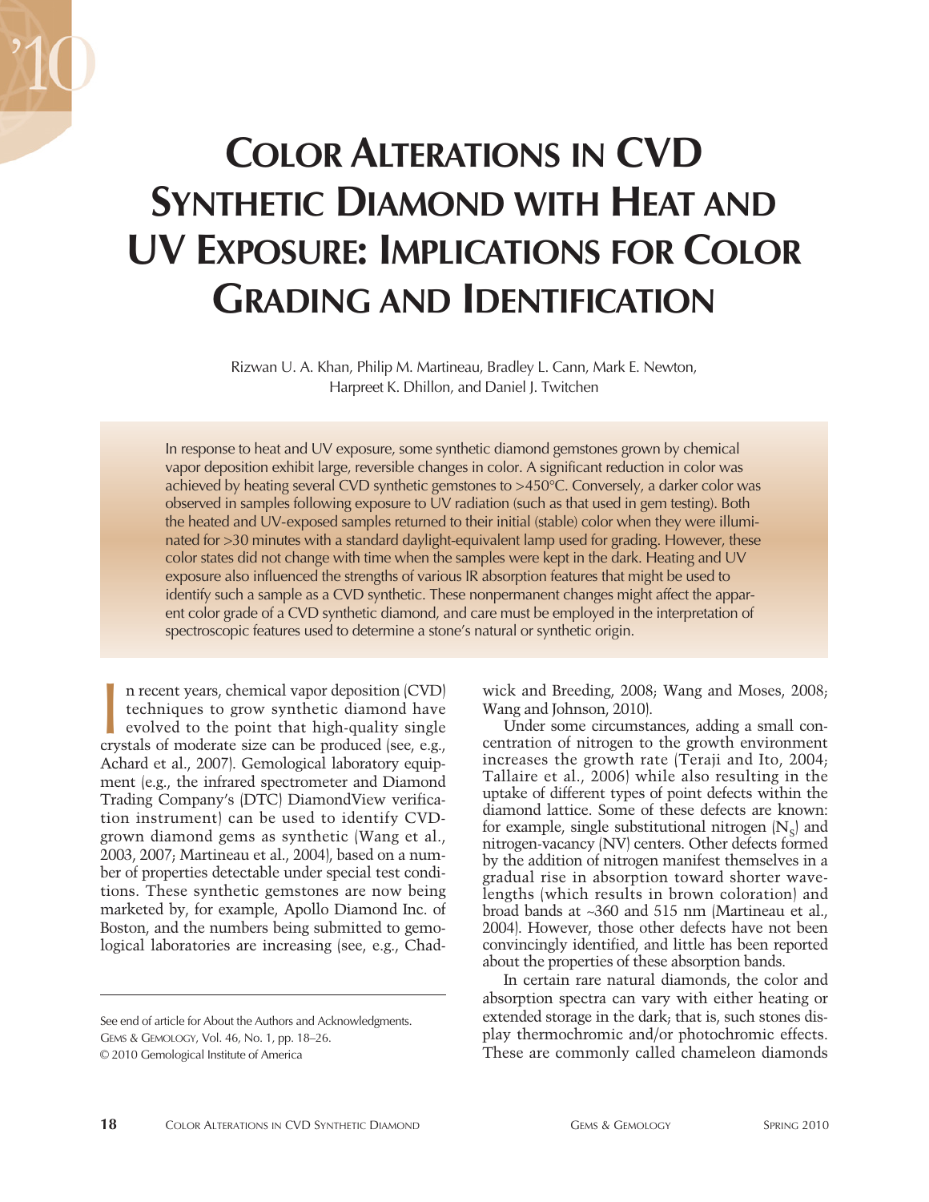# Color Alterations in CVD Synthetic Diamond with Heat and UV Exposure: Implications for Color Grading and Identification

Rizwan U. A. Khan, Philip M. Martineau, Bradley L. Cann, Mark E. Newton, Harpreet K. Dhillon, and Daniel J. Twitchen

In response to heat and UV exposure, some synthetic diamond gemstones grown by chemical vapor deposition exhibit large, reversible changes in color. A significant reduction in color was achieved by heating several CVD synthetic gemstones to >450°C. Conversely, a darker color was observed in samples following exposure to UV radiation (such as that used in gem testing). Both the heated and UV-exposed samples returned to their initial (stable) color when they were illuminated for >30 minutes with a standard daylight-equivalent lamp used for grading. However, these color states did not change with time when the samples were kept in the dark. Heating and UV exposure also influenced the strengths of various IR absorption features that might be used to identify such a sample as a CVD synthetic. These nonpermanent changes might affect the apparent color grade of a CVD synthetic diamond, and care must be employed in the interpretation of spectroscopic features used to determine a stone's natural or synthetic origin.

In recent years, chemical vapor deposition (CVD) techniques to grow synthetic diamond have evolved to the point that high-quality single crystals of moderate size can be produced (see, e.g., Achard et al., 2007). Gemological laboratory equipment (e.g., the infrared spectrometer and Diamond Trading Company's (DTC) DiamondView verification instrument) can be used to identify CVD-grown diamond gems as synthetic (Wang et al., 2003, 2007; Martineau et al., 2004), based on a number of properties detectable under special test conditions. These synthetic gemstones are now being marketed by, for example, Apollo Diamond Inc. of Boston, and the numbers being submitted to gemological laboratories are increasing (see, e.g., Chadwick and Breeding, 2008; Wang and Moses, 2008; Wang and Johnson, 2010).

Under some circumstances, adding a small concentration of nitrogen to the growth environment increases the growth rate (Teraji and Ito, 2004; Tallaire et al., 2006) while also resulting in the uptake of different types of point defects within the diamond lattice. Some of these defects are known: for example, single substitutional nitrogen ($N_S$) and nitrogen-vacancy (NV) centers. Other defects formed by the addition of nitrogen manifest themselves in a gradual rise in absorption toward shorter wavelengths (which results in brown coloration) and broad bands at ~360 and 515 nm (Martineau et al., 2004). However, those other defects have not been convincingly identified, and little has been reported about the properties of these absorption bands.

In certain rare natural diamonds, the color and absorption spectra can vary with either heating or extended storage in the dark; that is, such stones display thermochromic and/or photochromic effects. These are commonly called chameleon diamonds

See end of article for About the Authors and Acknowledgments.
GEMS & GEMOLOGY, Vol. 46, No. 1, pp. 18–26.
© 2010 Gemological Institute of America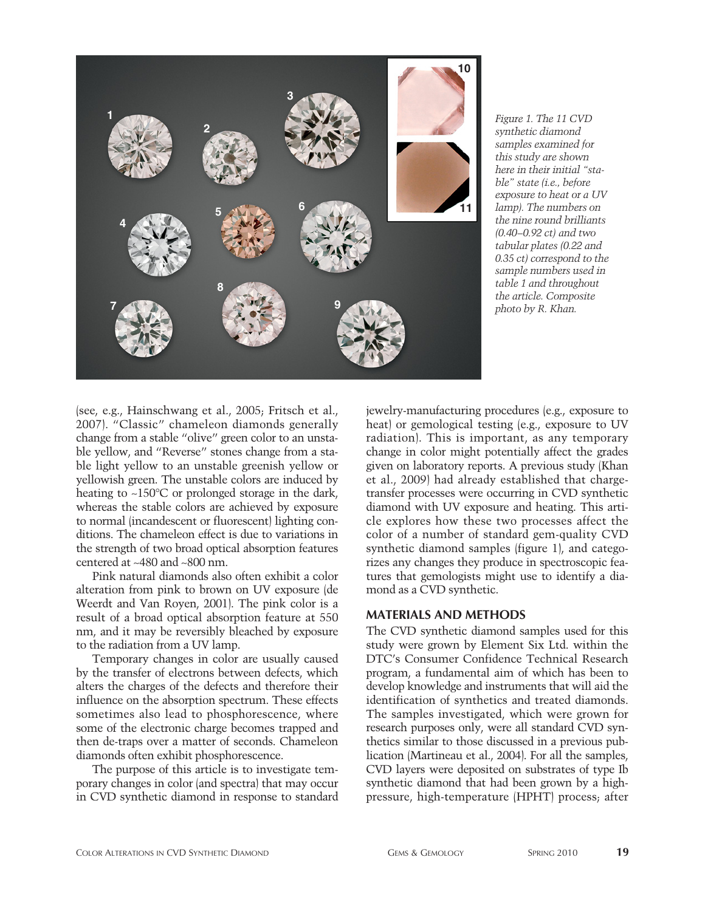Figure 1. The 11 CVD synthetic diamond samples examined for this study are shown here in their initial "stable" state (i.e., before exposure to heat or a UV lamp). The numbers on the nine round brilliants (0.40–0.92 ct) and two tabular plates (0.22 and 0.35 ct) correspond to the sample numbers used in table 1 and throughout the article. Composite photo by R. Khan.

(see, e.g., Hainschwang et al., 2005; Fritsch et al., 2007). "Classic" chameleon diamonds generally change from a stable "olive" green color to an unstable yellow, and "Reverse" stones change from a stable light yellow to an unstable greenish yellow or yellowish green. The unstable colors are induced by heating to ~150°C or prolonged storage in the dark, whereas the stable colors are achieved by exposure to normal (incandescent or fluorescent) lighting conditions. The chameleon effect is due to variations in the strength of two broad optical absorption features centered at ~480 and ~800 nm.

Pink natural diamonds also often exhibit a color alteration from pink to brown on UV exposure (de Weerdt and Van Royen, 2001). The pink color is a result of a broad optical absorption feature at 550 nm, and it may be reversibly bleached by exposure to the radiation from a UV lamp.

Temporary changes in color are usually caused by the transfer of electrons between defects, which alters the charges of the defects and therefore their influence on the absorption spectrum. These effects sometimes also lead to phosphorescence, where some of the electronic charge becomes trapped and then de-traps over a matter of seconds. Chameleon diamonds often exhibit phosphorescence.

The purpose of this article is to investigate temporary changes in color (and spectra) that may occur in CVD synthetic diamond in response to standard jewelry-manufacturing procedures (e.g., exposure to heat) or gemological testing (e.g., exposure to UV radiation). This is important, as any temporary change in color might potentially affect the grades given on laboratory reports. A previous study (Khan et al., 2009) had already established that charge-transfer processes were occurring in CVD synthetic diamond with UV exposure and heating. This article explores how these two processes affect the color of a number of standard gem-quality CVD synthetic diamond samples (figure 1), and categorizes any changes they produce in spectroscopic features that gemologists might use to identify a diamond as a CVD synthetic.

## MATERIALS AND METHODS

The CVD synthetic diamond samples used for this study were grown by Element Six Ltd. within the DTC's Consumer Confidence Technical Research program, a fundamental aim of which has been to develop knowledge and instruments that will aid the identification of synthetics and treated diamonds. The samples investigated, which were grown for research purposes only, were all standard CVD synthetics similar to those discussed in a previous publication (Martineau et al., 2004). For all the samples, CVD layers were deposited on substrates of type Ib synthetic diamond that had been grown by a high-pressure, high-temperature (HPHT) process; after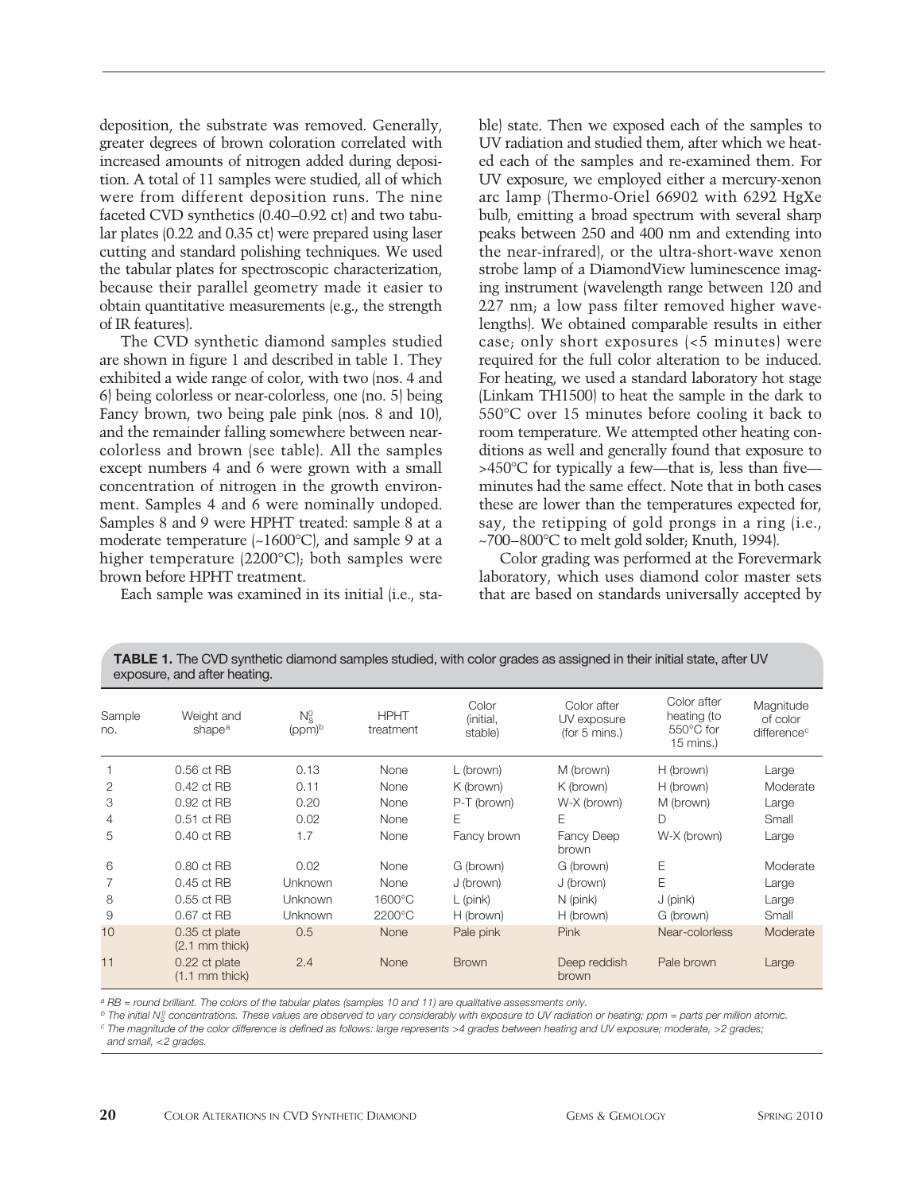deposition, the substrate was removed. Generally, greater degrees of brown coloration correlated with increased amounts of nitrogen added during deposition. A total of 11 samples were studied, all of which were from different deposition runs. The nine faceted CVD synthetics (0.40–0.92 ct) and two tabular plates (0.22 and 0.35 ct) were prepared using laser cutting and standard polishing techniques. We used the tabular plates for spectroscopic characterization, because their parallel geometry made it easier to obtain quantitative measurements (e.g., the strength of IR features).

The CVD synthetic diamond samples studied are shown in figure 1 and described in table 1. They exhibited a wide range of color, with two (nos. 4 and 6) being colorless or near-colorless, one (no. 5) being Fancy brown, two being pale pink (nos. 8 and 10), and the remainder falling somewhere between near-colorless and brown (see table). All the samples except numbers 4 and 6 were grown with a small concentration of nitrogen in the growth environment. Samples 4 and 6 were nominally undoped. Samples 8 and 9 were HPHT treated: sample 8 at a moderate temperature (~1600°C), and sample 9 at a higher temperature (2200°C); both samples were brown before HPHT treatment.

Each sample was examined in its initial (i.e., stable) state. Then we exposed each of the samples to UV radiation and studied them, after which we heated each of the samples and re-examined them. For UV exposure, we employed either a mercury-xenon arc lamp (Thermo-Oriel 66902 with 6292 HgXe bulb, emitting a broad spectrum with several sharp peaks between 250 and 400 nm and extending into the near-infrared), or the ultra-short-wave xenon strobe lamp of a DiamondView luminescence imaging instrument (wavelength range between 120 and 227 nm; a low pass filter removed higher wavelengths). We obtained comparable results in either case; only short exposures (<5 minutes) were required for the full color alteration to be induced. For heating, we used a standard laboratory hot stage (Linkam TH1500) to heat the sample in the dark to 550°C over 15 minutes before cooling it back to room temperature. We attempted other heating conditions as well and generally found that exposure to >450°C for typically a few—that is, less than five—minutes had the same effect. Note that in both cases these are lower than the temperatures expected for, say, the retipping of gold prongs in a ring (i.e., ~700–800°C to melt gold solder; Knuth, 1994).

Color grading was performed at the Forevermark laboratory, which uses diamond color master sets that are based on standards universally accepted by

**TABLE 1.** The CVD synthetic diamond samples studied, with color grades as assigned in their initial state, after UV exposure, and after heating.

| Sample no. | Weight and shape[a] | $N_S^0$ (ppm)[b] | HPHT treatment | Color (initial, stable) | Color after UV exposure (for 5 mins.) | Color after heating (to 550°C for 15 mins.) | Magnitude of color difference[c] |
|---|---|---|---|---|---|---|---|
| 1 | 0.56 ct RB | 0.13 | None | L (brown) | M (brown) | H (brown) | Large |
| 2 | 0.42 ct RB | 0.11 | None | K (brown) | K (brown) | H (brown) | Moderate |
| 3 | 0.92 ct RB | 0.20 | None | P-T (brown) | W-X (brown) | M (brown) | Large |
| 4 | 0.51 ct RB | 0.02 | None | E | E | D | Small |
| 5 | 0.40 ct RB | 1.7 | None | Fancy brown | Fancy Deep brown | W-X (brown) | Large |
| 6 | 0.80 ct RB | 0.02 | None | G (brown) | G (brown) | E | Moderate |
| 7 | 0.45 ct RB | Unknown | None | J (brown) | J (brown) | E | Large |
| 8 | 0.55 ct RB | Unknown | 1600°C | L (pink) | N (pink) | J (pink) | Large |
| 9 | 0.67 ct RB | Unknown | 2200°C | H (brown) | H (brown) | G (brown) | Small |
| 10 | 0.35 ct plate (2.1 mm thick) | 0.5 | None | Pale pink | Pink | Near-colorless | Moderate |
| 11 | 0.22 ct plate (1.1 mm thick) | 2.4 | None | Brown | Deep reddish brown | Pale brown | Large |

[a] RB = round brilliant. The colors of the tabular plates (samples 10 and 11) are qualitative assessments only.
[b] The initial $N_S^0$ concentrations. These values are observed to vary considerably with exposure to UV radiation or heating; ppm = parts per million atomic.
[c] The magnitude of the color difference is defined as follows: large represents >4 grades between heating and UV exposure; moderate, >2 grades; and small, <2 grades.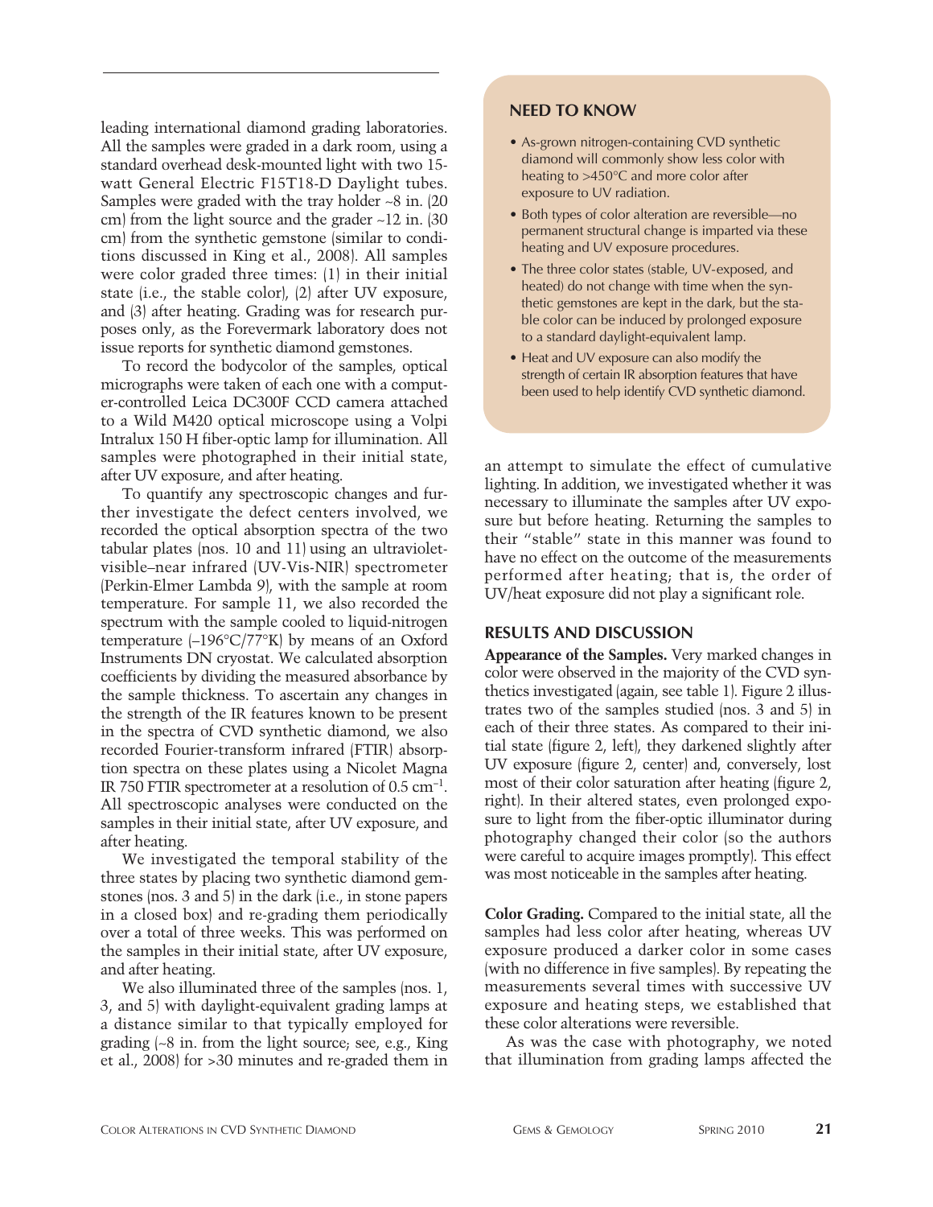leading international diamond grading laboratories. All the samples were graded in a dark room, using a standard overhead desk-mounted light with two 15-watt General Electric F15T18-D Daylight tubes. Samples were graded with the tray holder ~8 in. (20 cm) from the light source and the grader ~12 in. (30 cm) from the synthetic gemstone (similar to conditions discussed in King et al., 2008). All samples were color graded three times: (1) in their initial state (i.e., the stable color), (2) after UV exposure, and (3) after heating. Grading was for research purposes only, as the Forevermark laboratory does not issue reports for synthetic diamond gemstones.

To record the bodycolor of the samples, optical micrographs were taken of each one with a computer-controlled Leica DC300F CCD camera attached to a Wild M420 optical microscope using a Volpi Intralux 150 H fiber-optic lamp for illumination. All samples were photographed in their initial state, after UV exposure, and after heating.

To quantify any spectroscopic changes and further investigate the defect centers involved, we recorded the optical absorption spectra of the two tabular plates (nos. 10 and 11) using an ultraviolet-visible–near infrared (UV-Vis-NIR) spectrometer (Perkin-Elmer Lambda 9), with the sample at room temperature. For sample 11, we also recorded the spectrum with the sample cooled to liquid-nitrogen temperature (–196°C/77°K) by means of an Oxford Instruments DN cryostat. We calculated absorption coefficients by dividing the measured absorbance by the sample thickness. To ascertain any changes in the strength of the IR features known to be present in the spectra of CVD synthetic diamond, we also recorded Fourier-transform infrared (FTIR) absorption spectra on these plates using a Nicolet Magna IR 750 FTIR spectrometer at a resolution of 0.5 $cm^{-1}$. All spectroscopic analyses were conducted on the samples in their initial state, after UV exposure, and after heating.

We investigated the temporal stability of the three states by placing two synthetic diamond gemstones (nos. 3 and 5) in the dark (i.e., in stone papers in a closed box) and re-grading them periodically over a total of three weeks. This was performed on the samples in their initial state, after UV exposure, and after heating.

We also illuminated three of the samples (nos. 1, 3, and 5) with daylight-equivalent grading lamps at a distance similar to that typically employed for grading (~8 in. from the light source; see, e.g., King et al., 2008) for >30 minutes and re-graded them in an attempt to simulate the effect of cumulative lighting. In addition, we investigated whether it was necessary to illuminate the samples after UV exposure but before heating. Returning the samples to their "stable" state in this manner was found to have no effect on the outcome of the measurements performed after heating; that is, the order of UV/heat exposure did not play a significant role.

> **NEED TO KNOW**
>
> - As-grown nitrogen-containing CVD synthetic diamond will commonly show less color with heating to >450°C and more color after exposure to UV radiation.
> - Both types of color alteration are reversible—no permanent structural change is imparted via these heating and UV exposure procedures.
> - The three color states (stable, UV-exposed, and heated) do not change with time when the synthetic gemstones are kept in the dark, but the stable color can be induced by prolonged exposure to a standard daylight-equivalent lamp.
> - Heat and UV exposure can also modify the strength of certain IR absorption features that have been used to help identify CVD synthetic diamond.

## RESULTS AND DISCUSSION

**Appearance of the Samples.** Very marked changes in color were observed in the majority of the CVD synthetics investigated (again, see table 1). Figure 2 illustrates two of the samples studied (nos. 3 and 5) in each of their three states. As compared to their initial state (figure 2, left), they darkened slightly after UV exposure (figure 2, center) and, conversely, lost most of their color saturation after heating (figure 2, right). In their altered states, even prolonged exposure to light from the fiber-optic illuminator during photography changed their color (so the authors were careful to acquire images promptly). This effect was most noticeable in the samples after heating.

**Color Grading.** Compared to the initial state, all the samples had less color after heating, whereas UV exposure produced a darker color in some cases (with no difference in five samples). By repeating the measurements several times with successive UV exposure and heating steps, we established that these color alterations were reversible.

As was the case with photography, we noted that illumination from grading lamps affected the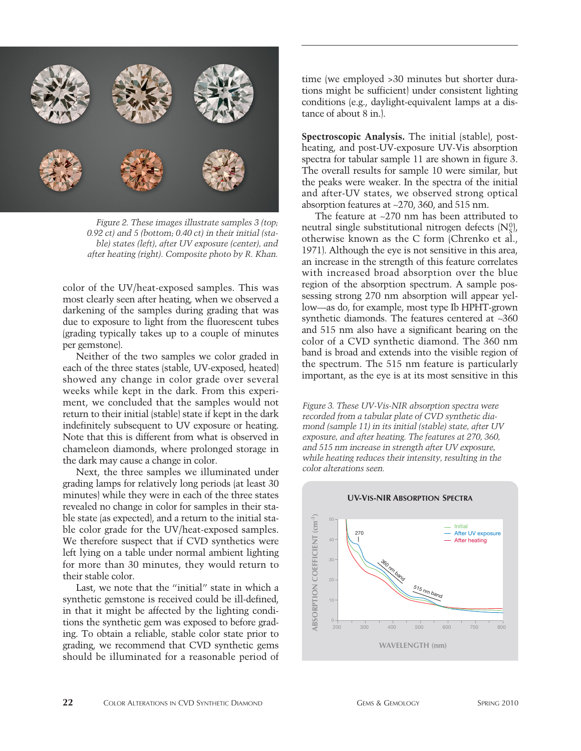Figure 2. These images illustrate samples 3 (top; 0.92 ct) and 5 (bottom; 0.40 ct) in their initial (stable) states (left), after UV exposure (center), and after heating (right). Composite photo by R. Khan.

color of the UV/heat-exposed samples. This was most clearly seen after heating, when we observed a darkening of the samples during grading that was due to exposure to light from the fluorescent tubes (grading typically takes up to a couple of minutes per gemstone).

Neither of the two samples we color graded in each of the three states (stable, UV-exposed, heated) showed any change in color grade over several weeks while kept in the dark. From this experiment, we concluded that the samples would not return to their initial (stable) state if kept in the dark indefinitely subsequent to UV exposure or heating. Note that this is different from what is observed in chameleon diamonds, where prolonged storage in the dark may cause a change in color.

Next, the three samples we illuminated under grading lamps for relatively long periods (at least 30 minutes) while they were in each of the three states revealed no change in color for samples in their stable state (as expected), and a return to the initial stable color grade for the UV/heat-exposed samples. We therefore suspect that if CVD synthetics were left lying on a table under normal ambient lighting for more than 30 minutes, they would return to their stable color.

Last, we note that the "initial" state in which a synthetic gemstone is received could be ill-defined, in that it might be affected by the lighting conditions the synthetic gem was exposed to before grading. To obtain a reliable, stable color state prior to grading, we recommend that CVD synthetic gems should be illuminated for a reasonable period of time (we employed >30 minutes but shorter durations might be sufficient) under consistent lighting conditions (e.g., daylight-equivalent lamps at a distance of about 8 in.).

**Spectroscopic Analysis.** The initial (stable), post-heating, and post-UV-exposure UV-Vis absorption spectra for tabular sample 11 are shown in figure 3. The overall results for sample 10 were similar, but the peaks were weaker. In the spectra of the initial and after-UV states, we observed strong optical absorption features at ~270, 360, and 515 nm.

The feature at ~270 nm has been attributed to neutral single substitutional nitrogen defects ($N_S^0$), otherwise known as the C form (Chrenko et al., 1971). Although the eye is not sensitive in this area, an increase in the strength of this feature correlates with increased broad absorption over the blue region of the absorption spectrum. A sample possessing strong 270 nm absorption will appear yellow—as do, for example, most type Ib HPHT-grown synthetic diamonds. The features centered at ~360 and 515 nm also have a significant bearing on the color of a CVD synthetic diamond. The 360 nm band is broad and extends into the visible region of the spectrum. The 515 nm feature is particularly important, as the eye is at its most sensitive in this

Figure 3. These UV-Vis-NIR absorption spectra were recorded from a tabular plate of CVD synthetic diamond (sample 11) in its initial (stable) state, after UV exposure, and after heating. The features at 270, 360, and 515 nm increase in strength after UV exposure, while heating reduces their intensity, resulting in the color alterations seen.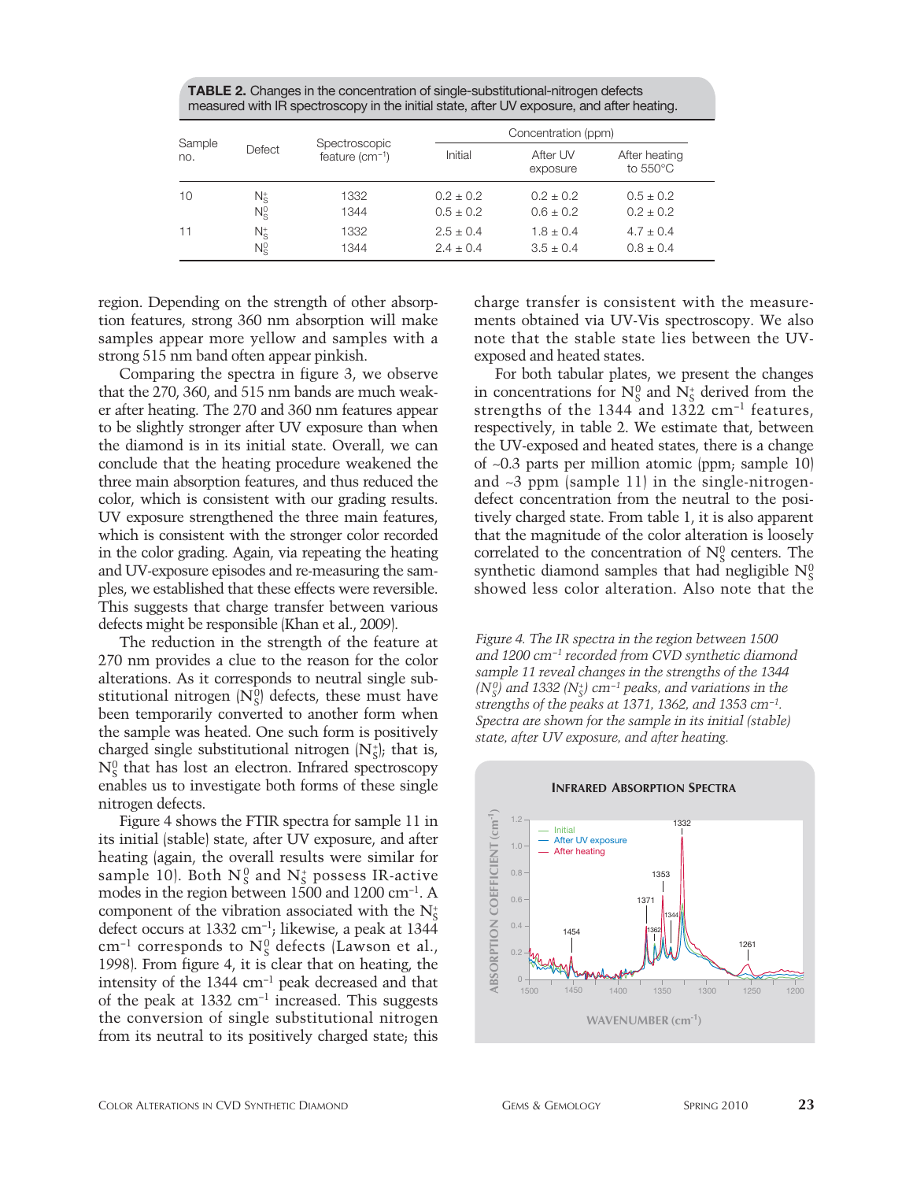**TABLE 2.** Changes in the concentration of single-substitutional-nitrogen defects measured with IR spectroscopy in the initial state, after UV exposure, and after heating.

| Sample no. | Defect | Spectroscopic feature ($cm^{-1}$) | Concentration (ppm) | | |
|---|---|---|---|---|---|
| | | | Initial | After UV exposure | After heating to 550°C |
| 10 | $N_S^+$ | 1332 | 0.2 ± 0.2 | 0.2 ± 0.2 | 0.5 ± 0.2 |
| | $N_S^0$ | 1344 | 0.5 ± 0.2 | 0.6 ± 0.2 | 0.2 ± 0.2 |
| 11 | $N_S^+$ | 1332 | 2.5 ± 0.4 | 1.8 ± 0.4 | 4.7 ± 0.4 |
| | $N_S^0$ | 1344 | 2.4 ± 0.4 | 3.5 ± 0.4 | 0.8 ± 0.4 |

region. Depending on the strength of other absorption features, strong 360 nm absorption will make samples appear more yellow and samples with a strong 515 nm band often appear pinkish.

Comparing the spectra in figure 3, we observe that the 270, 360, and 515 nm bands are much weaker after heating. The 270 and 360 nm features appear to be slightly stronger after UV exposure than when the diamond is in its initial state. Overall, we can conclude that the heating procedure weakened the three main absorption features, and thus reduced the color, which is consistent with our grading results. UV exposure strengthened the three main features, which is consistent with the stronger color recorded in the color grading. Again, via repeating the heating and UV-exposure episodes and re-measuring the samples, we established that these effects were reversible. This suggests that charge transfer between various defects might be responsible (Khan et al., 2009).

The reduction in the strength of the feature at 270 nm provides a clue to the reason for the color alterations. As it corresponds to neutral single substitutional nitrogen ($N_S^0$) defects, these must have been temporarily converted to another form when the sample was heated. One such form is positively charged single substitutional nitrogen ($N_S^+$); that is, $N_S^0$ that has lost an electron. Infrared spectroscopy enables us to investigate both forms of these single nitrogen defects.

Figure 4 shows the FTIR spectra for sample 11 in its initial (stable) state, after UV exposure, and after heating (again, the overall results were similar for sample 10). Both $N_S^0$ and $N_S^+$ possess IR-active modes in the region between 1500 and 1200 $cm^{-1}$. A component of the vibration associated with the $N_S^+$ defect occurs at 1332 $cm^{-1}$; likewise, a peak at 1344 $cm^{-1}$ corresponds to $N_S^0$ defects (Lawson et al., 1998). From figure 4, it is clear that on heating, the intensity of the 1344 $cm^{-1}$ peak decreased and that of the peak at 1332 $cm^{-1}$ increased. This suggests the conversion of single substitutional nitrogen from its neutral to its positively charged state; this charge transfer is consistent with the measurements obtained via UV-Vis spectroscopy. We also note that the stable state lies between the UV-exposed and heated states.

For both tabular plates, we present the changes in concentrations for $N_S^0$ and $N_S^+$ derived from the strengths of the 1344 and 1322 $cm^{-1}$ features, respectively, in table 2. We estimate that, between the UV-exposed and heated states, there is a change of ~0.3 parts per million atomic (ppm; sample 10) and ~3 ppm (sample 11) in the single-nitrogen-defect concentration from the neutral to the positively charged state. From table 1, it is also apparent that the magnitude of the color alteration is loosely correlated to the concentration of $N_S^0$ centers. The synthetic diamond samples that had negligible $N_S^0$ showed less color alteration. Also note that the

*Figure 4. The IR spectra in the region between 1500 and 1200 $cm^{-1}$ recorded from CVD synthetic diamond sample 11 reveal changes in the strengths of the 1344 ($N_S^0$) and 1332 ($N_S^+$) $cm^{-1}$ peaks, and variations in the strengths of the peaks at 1371, 1362, and 1353 $cm^{-1}$. Spectra are shown for the sample in its initial (stable) state, after UV exposure, and after heating.*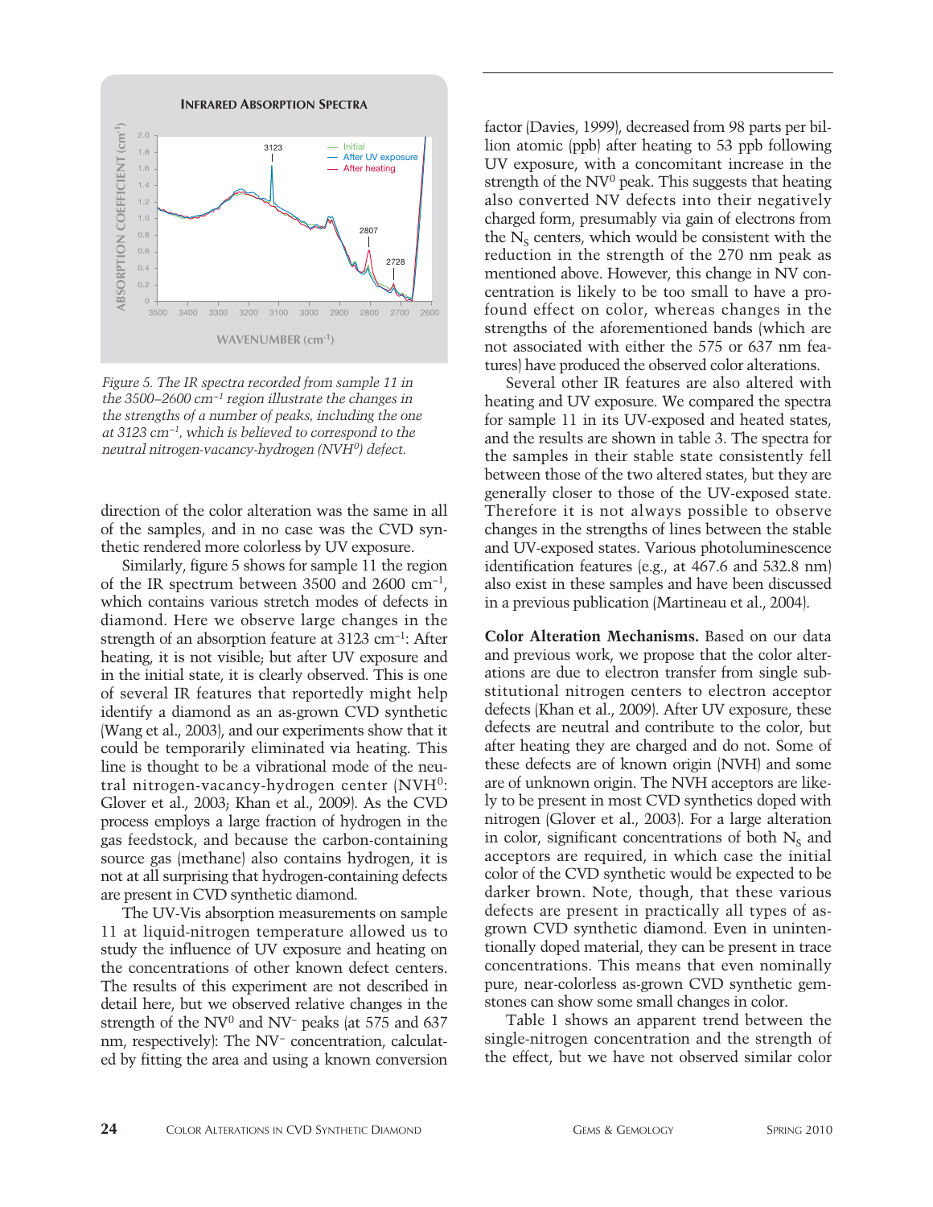Figure 5. The IR spectra recorded from sample 11 in the 3500–2600 $cm^{-1}$ region illustrate the changes in the strengths of a number of peaks, including the one at 3123 $cm^{-1}$, which is believed to correspond to the neutral nitrogen-vacancy-hydrogen ($NVH^0$) defect.

direction of the color alteration was the same in all of the samples, and in no case was the CVD synthetic rendered more colorless by UV exposure.

Similarly, figure 5 shows for sample 11 the region of the IR spectrum between 3500 and 2600 $cm^{-1}$, which contains various stretch modes of defects in diamond. Here we observe large changes in the strength of an absorption feature at 3123 $cm^{-1}$: After heating, it is not visible; but after UV exposure and in the initial state, it is clearly observed. This is one of several IR features that reportedly might help identify a diamond as an as-grown CVD synthetic (Wang et al., 2003), and our experiments show that it could be temporarily eliminated via heating. This line is thought to be a vibrational mode of the neutral nitrogen-vacancy-hydrogen center ($NVH^0$: Glover et al., 2003; Khan et al., 2009). As the CVD process employs a large fraction of hydrogen in the gas feedstock, and because the carbon-containing source gas (methane) also contains hydrogen, it is not at all surprising that hydrogen-containing defects are present in CVD synthetic diamond.

The UV-Vis absorption measurements on sample 11 at liquid-nitrogen temperature allowed us to study the influence of UV exposure and heating on the concentrations of other known defect centers. The results of this experiment are not described in detail here, but we observed relative changes in the strength of the $NV^0$ and $NV^-$ peaks (at 575 and 637 nm, respectively): The $NV^-$ concentration, calculated by fitting the area and using a known conversion factor (Davies, 1999), decreased from 98 parts per billion atomic (ppb) after heating to 53 ppb following UV exposure, with a concomitant increase in the strength of the $NV^0$ peak. This suggests that heating also converted NV defects into their negatively charged form, presumably via gain of electrons from the $N_S$ centers, which would be consistent with the reduction in the strength of the 270 nm peak as mentioned above. However, this change in NV concentration is likely to be too small to have a profound effect on color, whereas changes in the strengths of the aforementioned bands (which are not associated with either the 575 or 637 nm features) have produced the observed color alterations.

Several other IR features are also altered with heating and UV exposure. We compared the spectra for sample 11 in its UV-exposed and heated states, and the results are shown in table 3. The spectra for the samples in their stable state consistently fell between those of the two altered states, but they are generally closer to those of the UV-exposed state. Therefore it is not always possible to observe changes in the strengths of lines between the stable and UV-exposed states. Various photoluminescence identification features (e.g., at 467.6 and 532.8 nm) also exist in these samples and have been discussed in a previous publication (Martineau et al., 2004).

**Color Alteration Mechanisms.** Based on our data and previous work, we propose that the color alterations are due to electron transfer from single substitutional nitrogen centers to electron acceptor defects (Khan et al., 2009). After UV exposure, these defects are neutral and contribute to the color, but after heating they are charged and do not. Some of these defects are of known origin (NVH) and some are of unknown origin. The NVH acceptors are likely to be present in most CVD synthetics doped with nitrogen (Glover et al., 2003). For a large alteration in color, significant concentrations of both $N_S$ and acceptors are required, in which case the initial color of the CVD synthetic would be expected to be darker brown. Note, though, that these various defects are present in practically all types of as-grown CVD synthetic diamond. Even in unintentionally doped material, they can be present in trace concentrations. This means that even nominally pure, near-colorless as-grown CVD synthetic gemstones can show some small changes in color.

Table 1 shows an apparent trend between the single-nitrogen concentration and the strength of the effect, but we have not observed similar color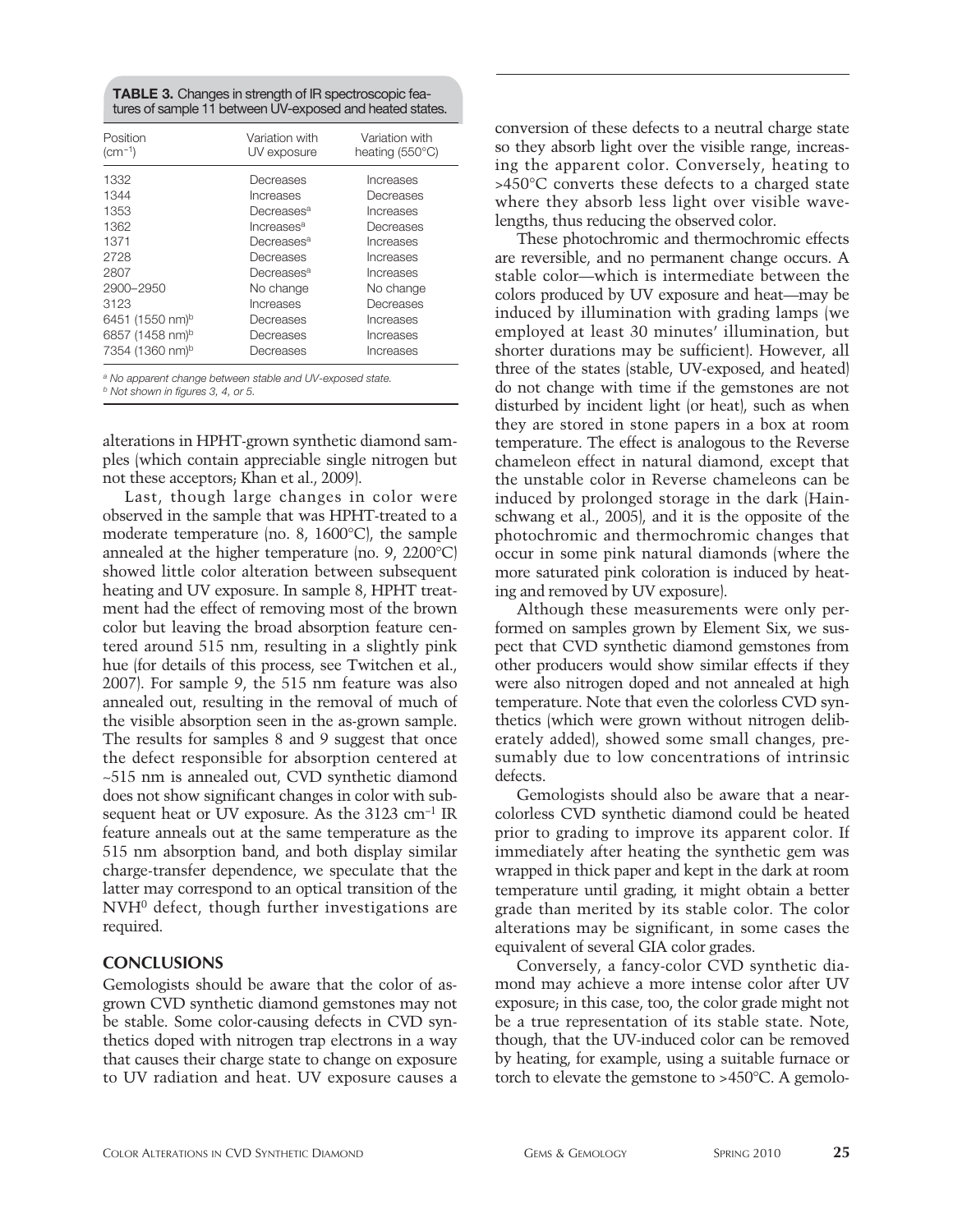**TABLE 3.** Changes in strength of IR spectroscopic features of sample 11 between UV-exposed and heated states.

| Position ($cm^{-1}$) | Variation with UV exposure | Variation with heating (550°C) |
|---|---|---|
| 1332 | Decreases | Increases |
| 1344 | Increases | Decreases |
| 1353 | Decreases[a] | Increases |
| 1362 | Increases[a] | Decreases |
| 1371 | Decreases[a] | Increases |
| 2728 | Decreases | Increases |
| 2807 | Decreases[a] | Increases |
| 2900–2950 | No change | No change |
| 3123 | Increases | Decreases |
| 6451 (1550 nm)[b] | Decreases | Increases |
| 6857 (1458 nm)[b] | Decreases | Increases |
| 7354 (1360 nm)[b] | Decreases | Increases |

[a] *No apparent change between stable and UV-exposed state.*
[b] *Not shown in figures 3, 4, or 5.*

alterations in HPHT-grown synthetic diamond samples (which contain appreciable single nitrogen but not these acceptors; Khan et al., 2009).

Last, though large changes in color were observed in the sample that was HPHT-treated to a moderate temperature (no. 8, 1600°C), the sample annealed at the higher temperature (no. 9, 2200°C) showed little color alteration between subsequent heating and UV exposure. In sample 8, HPHT treatment had the effect of removing most of the brown color but leaving the broad absorption feature centered around 515 nm, resulting in a slightly pink hue (for details of this process, see Twitchen et al., 2007). For sample 9, the 515 nm feature was also annealed out, resulting in the removal of much of the visible absorption seen in the as-grown sample. The results for samples 8 and 9 suggest that once the defect responsible for absorption centered at ~515 nm is annealed out, CVD synthetic diamond does not show significant changes in color with subsequent heat or UV exposure. As the 3123 $cm^{-1}$ IR feature anneals out at the same temperature as the 515 nm absorption band, and both display similar charge-transfer dependence, we speculate that the latter may correspond to an optical transition of the $NVH^0$ defect, though further investigations are required.

## CONCLUSIONS

Gemologists should be aware that the color of as-grown CVD synthetic diamond gemstones may not be stable. Some color-causing defects in CVD synthetics doped with nitrogen trap electrons in a way that causes their charge state to change on exposure to UV radiation and heat. UV exposure causes a conversion of these defects to a neutral charge state so they absorb light over the visible range, increasing the apparent color. Conversely, heating to >450°C converts these defects to a charged state where they absorb less light over visible wavelengths, thus reducing the observed color.

These photochromic and thermochromic effects are reversible, and no permanent change occurs. A stable color—which is intermediate between the colors produced by UV exposure and heat—may be induced by illumination with grading lamps (we employed at least 30 minutes' illumination, but shorter durations may be sufficient). However, all three of the states (stable, UV-exposed, and heated) do not change with time if the gemstones are not disturbed by incident light (or heat), such as when they are stored in stone papers in a box at room temperature. The effect is analogous to the Reverse chameleon effect in natural diamond, except that the unstable color in Reverse chameleons can be induced by prolonged storage in the dark (Hainschwang et al., 2005), and it is the opposite of the photochromic and thermochromic changes that occur in some pink natural diamonds (where the more saturated pink coloration is induced by heating and removed by UV exposure).

Although these measurements were only performed on samples grown by Element Six, we suspect that CVD synthetic diamond gemstones from other producers would show similar effects if they were also nitrogen doped and not annealed at high temperature. Note that even the colorless CVD synthetics (which were grown without nitrogen deliberately added), showed some small changes, presumably due to low concentrations of intrinsic defects.

Gemologists should also be aware that a near-colorless CVD synthetic diamond could be heated prior to grading to improve its apparent color. If immediately after heating the synthetic gem was wrapped in thick paper and kept in the dark at room temperature until grading, it might obtain a better grade than merited by its stable color. The color alterations may be significant, in some cases the equivalent of several GIA color grades.

Conversely, a fancy-color CVD synthetic diamond may achieve a more intense color after UV exposure; in this case, too, the color grade might not be a true representation of its stable state. Note, though, that the UV-induced color can be removed by heating, for example, using a suitable furnace or torch to elevate the gemstone to >450°C. A gemolo-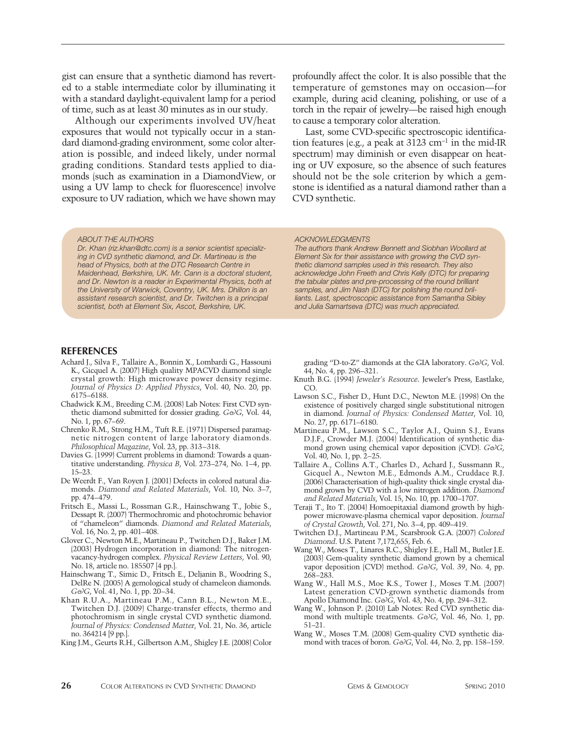gist can ensure that a synthetic diamond has reverted to a stable intermediate color by illuminating it with a standard daylight-equivalent lamp for a period of time, such as at least 30 minutes as in our study.

Although our experiments involved UV/heat exposures that would not typically occur in a standard diamond-grading environment, some color alteration is possible, and indeed likely, under normal grading conditions. Standard tests applied to diamonds (such as examination in a DiamondView, or using a UV lamp to check for fluorescence) involve exposure to UV radiation, which we have shown may profoundly affect the color. It is also possible that the temperature of gemstones may on occasion—for example, during acid cleaning, polishing, or use of a torch in the repair of jewelry—be raised high enough to cause a temporary color alteration.

Last, some CVD-specific spectroscopic identification features (e.g., a peak at 3123 cm$^{-1}$ in the mid-IR spectrum) may diminish or even disappear on heating or UV exposure, so the absence of such features should not be the sole criterion by which a gemstone is identified as a natural diamond rather than a CVD synthetic.

*ABOUT THE AUTHORS*

*Dr. Khan (riz.khan@dtc.com) is a senior scientist specializing in CVD synthetic diamond, and Dr. Martineau is the head of Physics, both at the DTC Research Centre in Maidenhead, Berkshire, UK. Mr. Cann is a doctoral student, and Dr. Newton is a reader in Experimental Physics, both at the University of Warwick, Coventry, UK. Mrs. Dhillon is an assistant research scientist, and Dr. Twitchen is a principal scientist, both at Element Six, Ascot, Berkshire, UK.*

*ACKNOWLEDGMENTS*

*The authors thank Andrew Bennett and Siobhan Woollard at Element Six for their assistance with growing the CVD synthetic diamond samples used in this research. They also acknowledge John Freeth and Chris Kelly (DTC) for preparing the tabular plates and pre-processing of the round brilliant samples, and Jim Nash (DTC) for polishing the round brilliants. Last, spectroscopic assistance from Samantha Sibley and Julia Samartseva (DTC) was much appreciated.*

## REFERENCES

Achard J., Silva F., Tallaire A., Bonnin X., Lombardi G., Hassouni K., Gicquel A. (2007) High quality MPACVD diamond single crystal growth: High microwave power density regime. *Journal of Physics D: Applied Physics*, Vol. 40, No. 20, pp. 6175–6188.

Chadwick K.M., Breeding C.M. (2008) Lab Notes: First CVD synthetic diamond submitted for dossier grading. *G&G*, Vol. 44, No. 1, pp. 67–69.

Chrenko R.M., Strong H.M., Tuft R.E. (1971) Dispersed paramagnetic nitrogen content of large laboratory diamonds. *Philosophical Magazine*, Vol. 23, pp. 313–318.

Davies G. (1999) Current problems in diamond: Towards a quantitative understanding. *Physica B*, Vol. 273–274, No. 1–4, pp. 15–23.

De Weerdt F., Van Royen J. (2001) Defects in colored natural diamonds. *Diamond and Related Materials*, Vol. 10, No. 3–7, pp. 474–479.

Fritsch E., Massi L., Rossman G.R., Hainschwang T., Jobic S., Dessapt R. (2007) Thermochromic and photochromic behavior of "chameleon" diamonds. *Diamond and Related Materials*, Vol. 16, No. 2, pp. 401–408.

Glover C., Newton M.E., Martineau P., Twitchen D.J., Baker J.M. (2003) Hydrogen incorporation in diamond: The nitrogen-vacancy-hydrogen complex. *Physical Review Letters*, Vol. 90, No. 18, article no. 185507 [4 pp.].

Hainschwang T., Simic D., Fritsch E., Deljanin B., Woodring S., DelRe N. (2005) A gemological study of chameleon diamonds. *G&G*, Vol. 41, No. 1, pp. 20–34.

Khan R.U.A., Martineau P.M., Cann B.L., Newton M.E., Twitchen D.J. (2009) Charge-transfer effects, thermo and photochromism in single crystal CVD synthetic diamond. *Journal of Physics: Condensed Matter*, Vol. 21, No. 36, article no. 364214 [9 pp.].

King J.M., Geurts R.H., Gilbertson A.M., Shigley J.E. (2008) Color grading "D-to-Z" diamonds at the GIA laboratory. *G&G*, Vol. 44, No. 4, pp. 296–321.

Knuth B.G. (1994) *Jeweler's Resource*. Jeweler's Press, Eastlake, CO.

Lawson S.C., Fisher D., Hunt D.C., Newton M.E. (1998) On the existence of positively charged single substitutional nitrogen in diamond. *Journal of Physics: Condensed Matter*, Vol. 10, No. 27, pp. 6171–6180.

Martineau P.M., Lawson S.C., Taylor A.J., Quinn S.J., Evans D.J.F., Crowder M.J. (2004) Identification of synthetic diamond grown using chemical vapor deposition (CVD). *G&G*, Vol. 40, No. 1, pp. 2–25.

Tallaire A., Collins A.T., Charles D., Achard J., Sussmann R., Gicquel A., Newton M.E., Edmonds A.M., Cruddace R.J. (2006) Characterisation of high-quality thick single crystal diamond grown by CVD with a low nitrogen addition. *Diamond and Related Materials*, Vol. 15, No. 10, pp. 1700–1707.

Teraji T., Ito T. (2004) Homoepitaxial diamond growth by high-power microwave-plasma chemical vapor deposition. *Journal of Crystal Growth*, Vol. 271, No. 3–4, pp. 409–419.

Twitchen D.J., Martineau P.M., Scarsbrook G.A. (2007) *Colored Diamond*. U.S. Patent 7,172,655, Feb. 6.

Wang W., Moses T., Linares R.C., Shigley J.E., Hall M., Butler J.E. (2003) Gem-quality synthetic diamond grown by a chemical vapor deposition (CVD) method. *G&G*, Vol. 39, No. 4, pp. 268–283.

Wang W., Hall M.S., Moe K.S., Tower J., Moses T.M. (2007) Latest generation CVD-grown synthetic diamonds from Apollo Diamond Inc. *G&G*, Vol. 43, No. 4, pp. 294–312.

Wang W., Johnson P. (2010) Lab Notes: Red CVD synthetic diamond with multiple treatments. *G&G*, Vol. 46, No. 1, pp. 51–21.

Wang W., Moses T.M. (2008) Gem-quality CVD synthetic diamond with traces of boron. *G&G*, Vol. 44, No. 2, pp. 158–159.